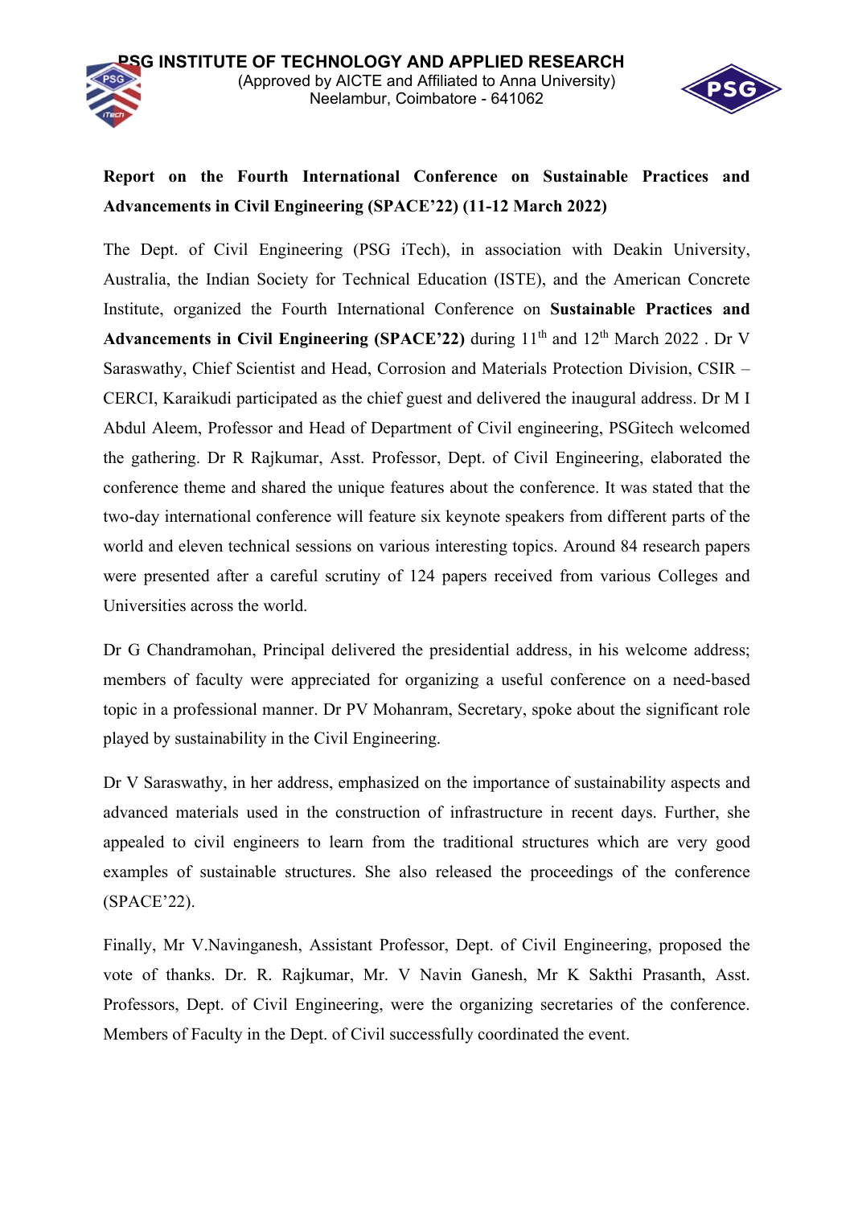**PSG INSTITUTE OF TECHNOLOGY AND APPLIED RESEARCH**
(Approved by AICTE and Affiliated to Anna University)
Neelambur, Coimbatore - 641062

**Report on the Fourth International Conference on Sustainable Practices and Advancements in Civil Engineering (SPACE'22) (11-12 March 2022)**

The Dept. of Civil Engineering (PSG iTech), in association with Deakin University, Australia, the Indian Society for Technical Education (ISTE), and the American Concrete Institute, organized the Fourth International Conference on **Sustainable Practices and Advancements in Civil Engineering (SPACE'22)** during 11th and 12th March 2022 . Dr V Saraswathy, Chief Scientist and Head, Corrosion and Materials Protection Division, CSIR – CERCI, Karaikudi participated as the chief guest and delivered the inaugural address. Dr M I Abdul Aleem, Professor and Head of Department of Civil engineering, PSGitech welcomed the gathering. Dr R Rajkumar, Asst. Professor, Dept. of Civil Engineering, elaborated the conference theme and shared the unique features about the conference. It was stated that the two-day international conference will feature six keynote speakers from different parts of the world and eleven technical sessions on various interesting topics. Around 84 research papers were presented after a careful scrutiny of 124 papers received from various Colleges and Universities across the world.

Dr G Chandramohan, Principal delivered the presidential address, in his welcome address; members of faculty were appreciated for organizing a useful conference on a need-based topic in a professional manner. Dr PV Mohanram, Secretary, spoke about the significant role played by sustainability in the Civil Engineering.

Dr V Saraswathy, in her address, emphasized on the importance of sustainability aspects and advanced materials used in the construction of infrastructure in recent days. Further, she appealed to civil engineers to learn from the traditional structures which are very good examples of sustainable structures. She also released the proceedings of the conference (SPACE'22).

Finally, Mr V.Navinganesh, Assistant Professor, Dept. of Civil Engineering, proposed the vote of thanks. Dr. R. Rajkumar, Mr. V Navin Ganesh, Mr K Sakthi Prasanth, Asst. Professors, Dept. of Civil Engineering, were the organizing secretaries of the conference. Members of Faculty in the Dept. of Civil successfully coordinated the event.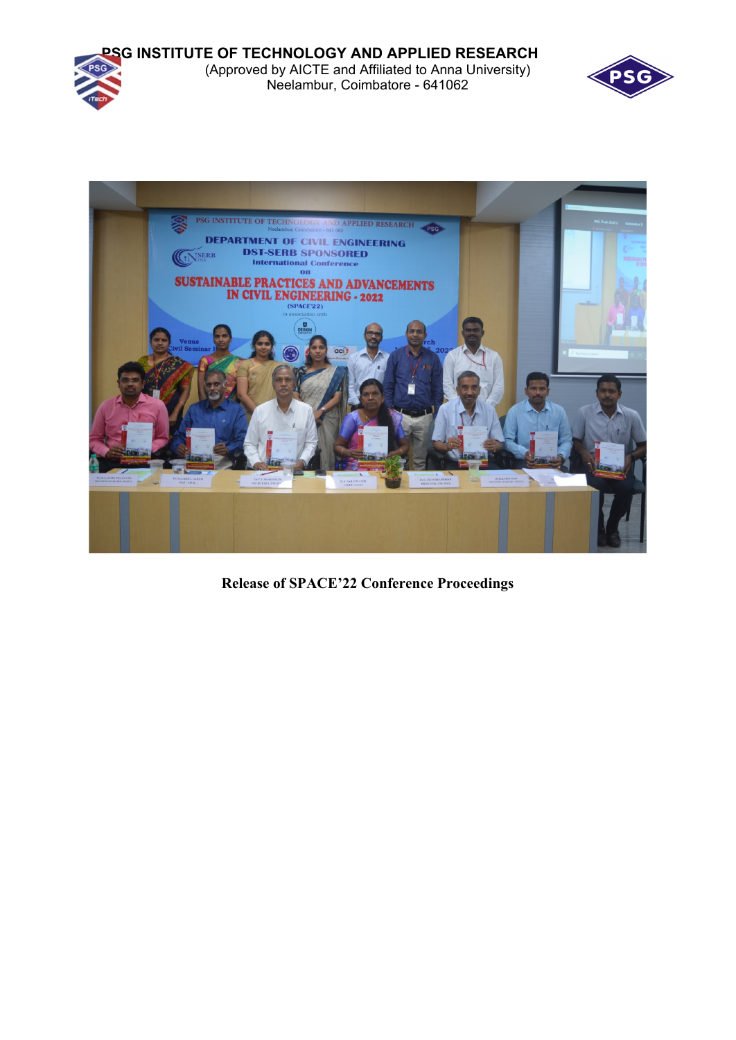PSG INSTITUTE OF TECHNOLOGY AND APPLIED RESEARCH
(Approved by AICTE and Affiliated to Anna University)
Neelambur, Coimbatore - 641062

**Release of SPACE’22 Conference Proceedings**